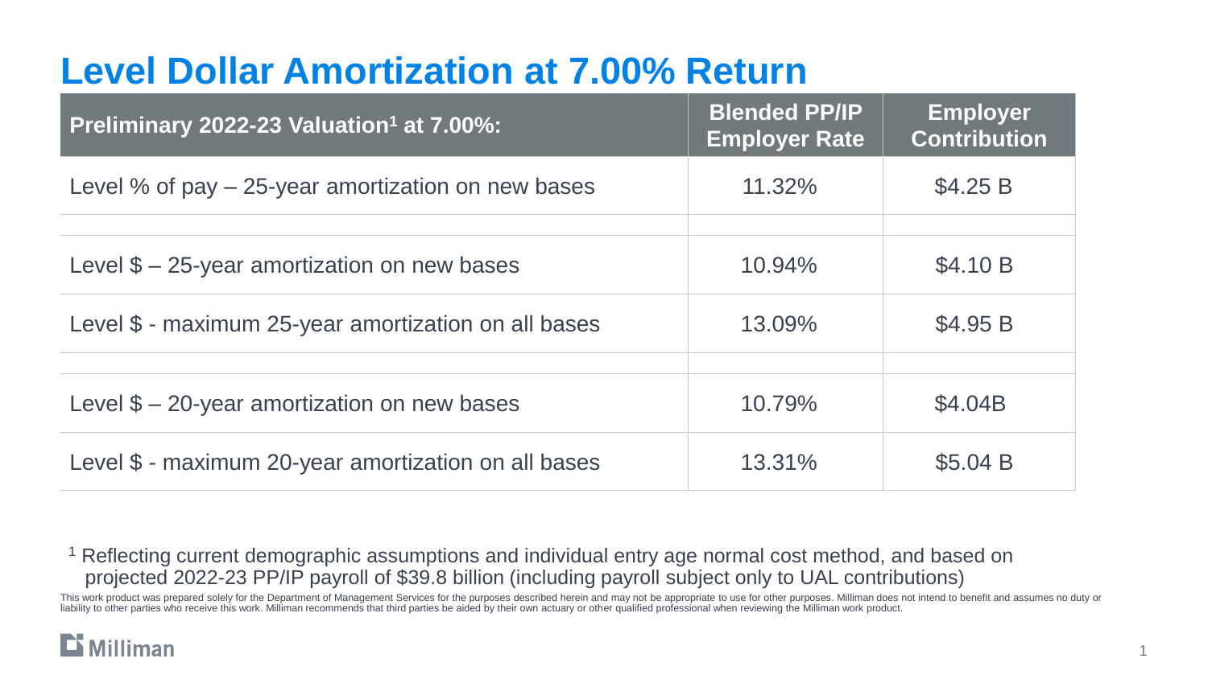# Level Dollar Amortization at 7.00% Return

| Preliminary 2022-23 Valuation[1] at 7.00%: | Blended PP/IP Employer Rate | Employer Contribution |
|---|---|---|
| Level % of pay – 25-year amortization on new bases | 11.32% | $4.25 B |
| | | |
| Level $ – 25-year amortization on new bases | 10.94% | $4.10 B |
| Level $ - maximum 25-year amortization on all bases | 13.09% | $4.95 B |
| | | |
| Level $ – 20-year amortization on new bases | 10.79% | $4.04B |
| Level $ - maximum 20-year amortization on all bases | 13.31% | $5.04 B |

[1] Reflecting current demographic assumptions and individual entry age normal cost method, and based on projected 2022-23 PP/IP payroll of $39.8 billion (including payroll subject only to UAL contributions)

This work product was prepared solely for the Department of Management Services for the purposes described herein and may not be appropriate to use for other purposes. Milliman does not intend to benefit and assumes no duty or liability to other parties who receive this work. Milliman recommends that third parties be aided by their own actuary or other qualified professional when reviewing the Milliman work product.

Milliman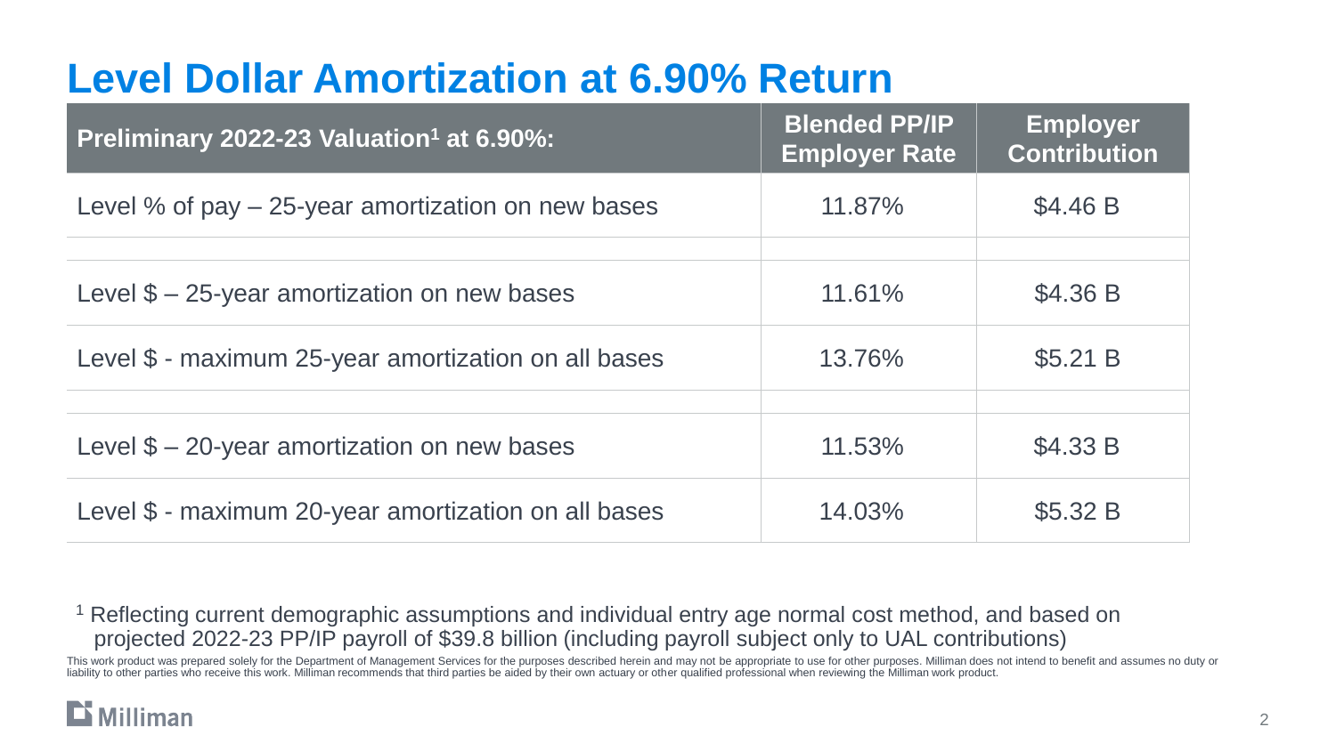# Level Dollar Amortization at 6.90% Return

| Preliminary 2022-23 Valuation[1] at 6.90%: | Blended PP/IP Employer Rate | Employer Contribution |
|---|---|---|
| Level % of pay – 25-year amortization on new bases | 11.87% | $4.46 B |
| | | |
| Level $ – 25-year amortization on new bases | 11.61% | $4.36 B |
| Level $ - maximum 25-year amortization on all bases | 13.76% | $5.21 B |
| | | |
| Level $ – 20-year amortization on new bases | 11.53% | $4.33 B |
| Level $ - maximum 20-year amortization on all bases | 14.03% | $5.32 B |

[1] Reflecting current demographic assumptions and individual entry age normal cost method, and based on projected 2022-23 PP/IP payroll of $39.8 billion (including payroll subject only to UAL contributions)

This work product was prepared solely for the Department of Management Services for the purposes described herein and may not be appropriate to use for other purposes. Milliman does not intend to benefit and assumes no duty or liability to other parties who receive this work. Milliman recommends that third parties be aided by their own actuary or other qualified professional when reviewing the Milliman work product.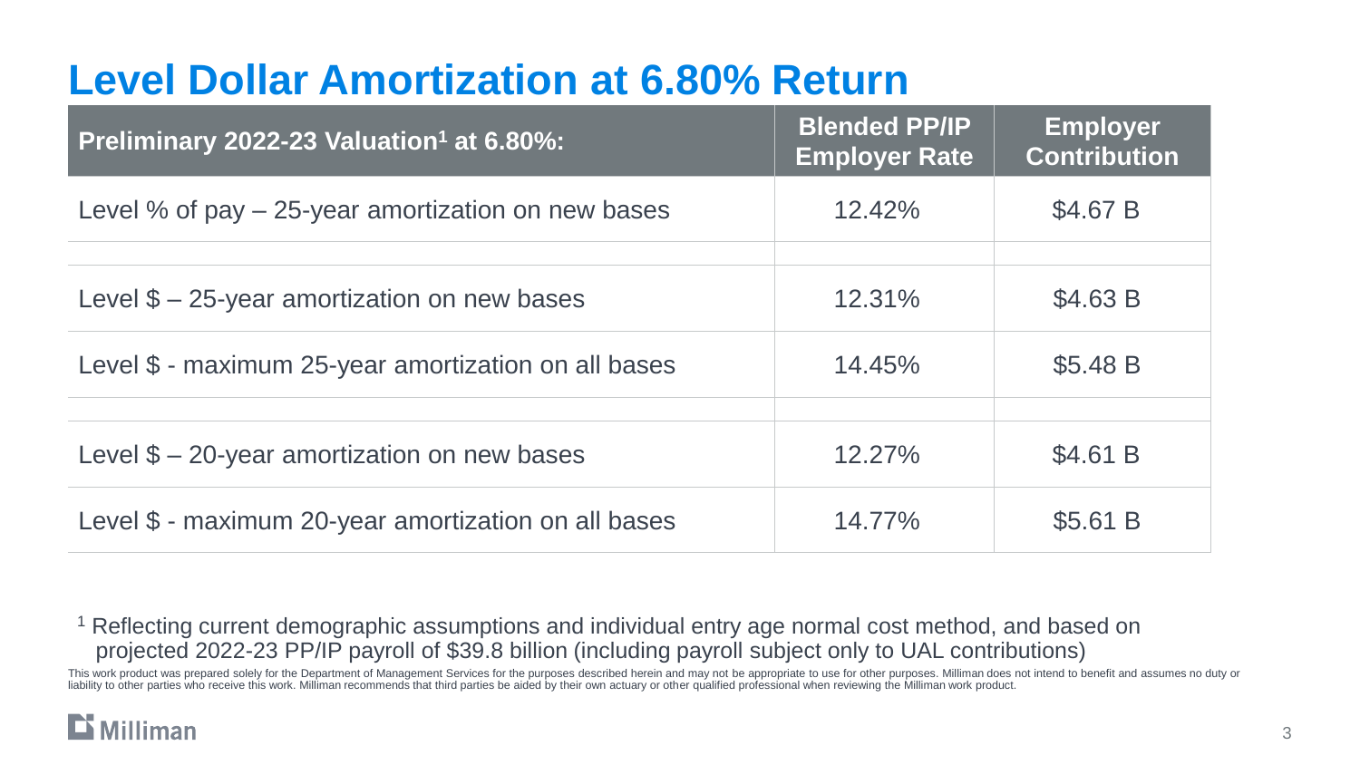# Level Dollar Amortization at 6.80% Return

| Preliminary 2022-23 Valuation[1] at 6.80%: | Blended PP/IP Employer Rate | Employer Contribution |
|---|---|---|
| Level % of pay – 25-year amortization on new bases | 12.42% | $4.67 B |
| | | |
| Level $ – 25-year amortization on new bases | 12.31% | $4.63 B |
| Level $ - maximum 25-year amortization on all bases | 14.45% | $5.48 B |
| | | |
| Level $ – 20-year amortization on new bases | 12.27% | $4.61 B |
| Level $ - maximum 20-year amortization on all bases | 14.77% | $5.61 B |

[1] Reflecting current demographic assumptions and individual entry age normal cost method, and based on projected 2022-23 PP/IP payroll of $39.8 billion (including payroll subject only to UAL contributions)

This work product was prepared solely for the Department of Management Services for the purposes described herein and may not be appropriate to use for other purposes. Milliman does not intend to benefit and assumes no duty or liability to other parties who receive this work. Milliman recommends that third parties be aided by their own actuary or other qualified professional when reviewing the Milliman work product.

Milliman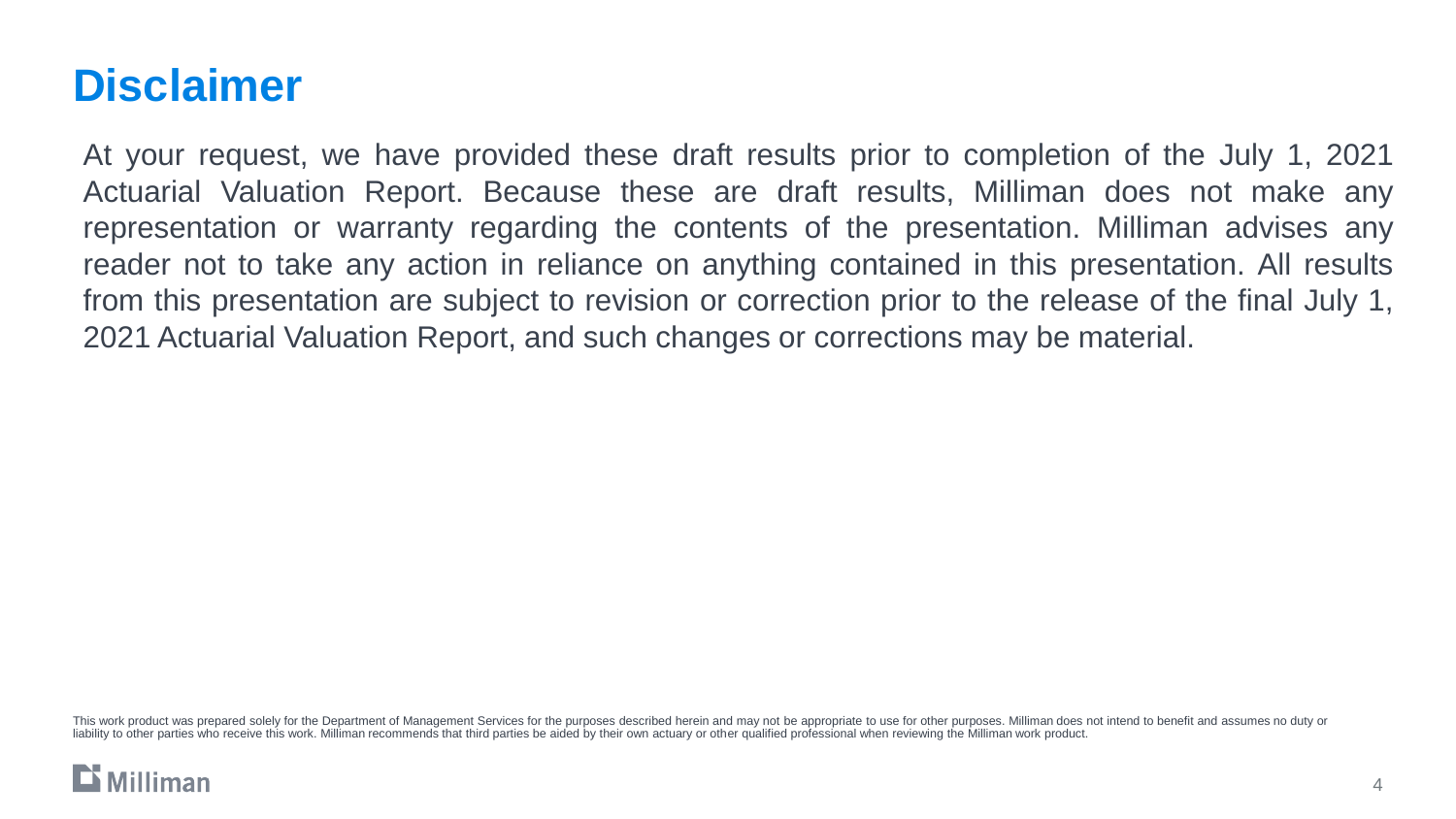# Disclaimer

At your request, we have provided these draft results prior to completion of the July 1, 2021 Actuarial Valuation Report. Because these are draft results, Milliman does not make any representation or warranty regarding the contents of the presentation. Milliman advises any reader not to take any action in reliance on anything contained in this presentation. All results from this presentation are subject to revision or correction prior to the release of the final July 1, 2021 Actuarial Valuation Report, and such changes or corrections may be material.

This work product was prepared solely for the Department of Management Services for the purposes described herein and may not be appropriate to use for other purposes. Milliman does not intend to benefit and assumes no duty or liability to other parties who receive this work. Milliman recommends that third parties be aided by their own actuary or other qualified professional when reviewing the Milliman work product.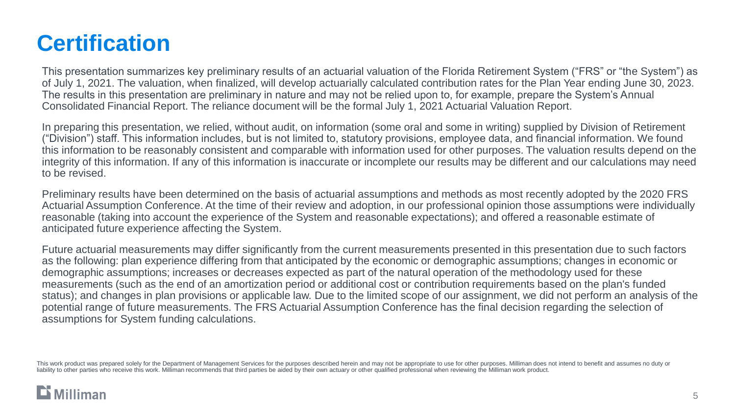# Certification

This presentation summarizes key preliminary results of an actuarial valuation of the Florida Retirement System ("FRS" or "the System") as of July 1, 2021. The valuation, when finalized, will develop actuarially calculated contribution rates for the Plan Year ending June 30, 2023. The results in this presentation are preliminary in nature and may not be relied upon to, for example, prepare the System's Annual Consolidated Financial Report. The reliance document will be the formal July 1, 2021 Actuarial Valuation Report.

In preparing this presentation, we relied, without audit, on information (some oral and some in writing) supplied by Division of Retirement ("Division") staff. This information includes, but is not limited to, statutory provisions, employee data, and financial information. We found this information to be reasonably consistent and comparable with information used for other purposes. The valuation results depend on the integrity of this information. If any of this information is inaccurate or incomplete our results may be different and our calculations may need to be revised.

Preliminary results have been determined on the basis of actuarial assumptions and methods as most recently adopted by the 2020 FRS Actuarial Assumption Conference. At the time of their review and adoption, in our professional opinion those assumptions were individually reasonable (taking into account the experience of the System and reasonable expectations); and offered a reasonable estimate of anticipated future experience affecting the System.

Future actuarial measurements may differ significantly from the current measurements presented in this presentation due to such factors as the following: plan experience differing from that anticipated by the economic or demographic assumptions; changes in economic or demographic assumptions; increases or decreases expected as part of the natural operation of the methodology used for these measurements (such as the end of an amortization period or additional cost or contribution requirements based on the plan's funded status); and changes in plan provisions or applicable law. Due to the limited scope of our assignment, we did not perform an analysis of the potential range of future measurements. The FRS Actuarial Assumption Conference has the final decision regarding the selection of assumptions for System funding calculations.

This work product was prepared solely for the Department of Management Services for the purposes described herein and may not be appropriate to use for other purposes. Milliman does not intend to benefit and assumes no duty or liability to other parties who receive this work. Milliman recommends that third parties be aided by their own actuary or other qualified professional when reviewing the Milliman work product.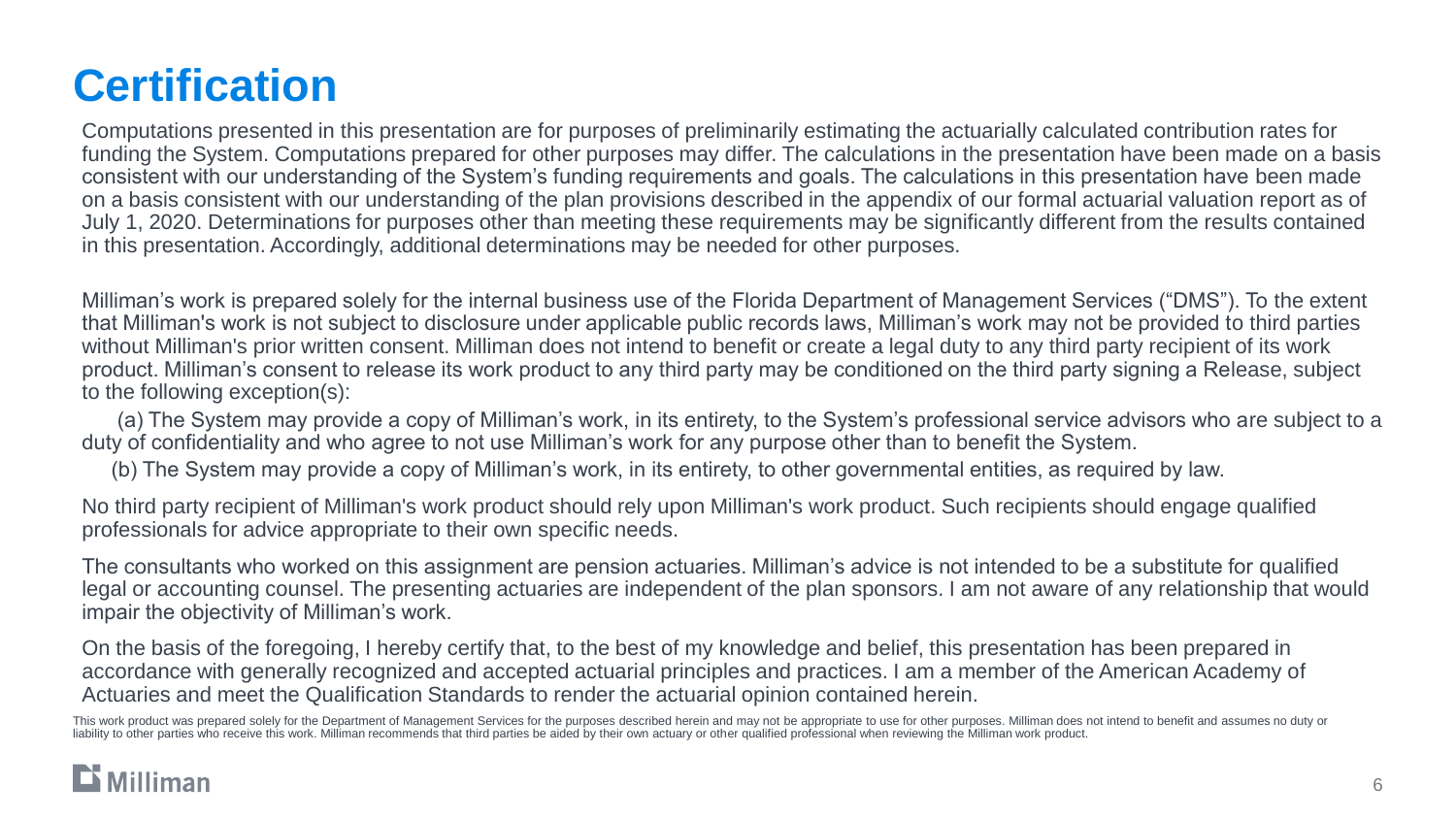# Certification

Computations presented in this presentation are for purposes of preliminarily estimating the actuarially calculated contribution rates for funding the System. Computations prepared for other purposes may differ. The calculations in the presentation have been made on a basis consistent with our understanding of the System's funding requirements and goals. The calculations in this presentation have been made on a basis consistent with our understanding of the plan provisions described in the appendix of our formal actuarial valuation report as of July 1, 2020. Determinations for purposes other than meeting these requirements may be significantly different from the results contained in this presentation. Accordingly, additional determinations may be needed for other purposes.

Milliman's work is prepared solely for the internal business use of the Florida Department of Management Services ("DMS"). To the extent that Milliman's work is not subject to disclosure under applicable public records laws, Milliman's work may not be provided to third parties without Milliman's prior written consent. Milliman does not intend to benefit or create a legal duty to any third party recipient of its work product. Milliman's consent to release its work product to any third party may be conditioned on the third party signing a Release, subject to the following exception(s):

(a) The System may provide a copy of Milliman's work, in its entirety, to the System's professional service advisors who are subject to a duty of confidentiality and who agree to not use Milliman's work for any purpose other than to benefit the System.

(b) The System may provide a copy of Milliman's work, in its entirety, to other governmental entities, as required by law.

No third party recipient of Milliman's work product should rely upon Milliman's work product. Such recipients should engage qualified professionals for advice appropriate to their own specific needs.

The consultants who worked on this assignment are pension actuaries. Milliman's advice is not intended to be a substitute for qualified legal or accounting counsel. The presenting actuaries are independent of the plan sponsors. I am not aware of any relationship that would impair the objectivity of Milliman's work.

On the basis of the foregoing, I hereby certify that, to the best of my knowledge and belief, this presentation has been prepared in accordance with generally recognized and accepted actuarial principles and practices. I am a member of the American Academy of Actuaries and meet the Qualification Standards to render the actuarial opinion contained herein.

This work product was prepared solely for the Department of Management Services for the purposes described herein and may not be appropriate to use for other purposes. Milliman does not intend to benefit and assumes no duty or liability to other parties who receive this work. Milliman recommends that third parties be aided by their own actuary or other qualified professional when reviewing the Milliman work product.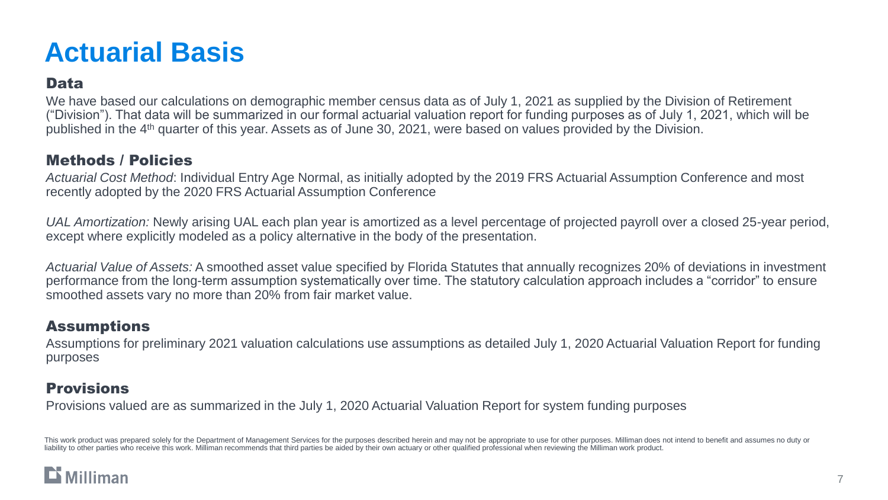# Actuarial Basis

## Data

We have based our calculations on demographic member census data as of July 1, 2021 as supplied by the Division of Retirement ("Division"). That data will be summarized in our formal actuarial valuation report for funding purposes as of July 1, 2021, which will be published in the 4th quarter of this year. Assets as of June 30, 2021, were based on values provided by the Division.

## Methods / Policies

*Actuarial Cost Method*: Individual Entry Age Normal, as initially adopted by the 2019 FRS Actuarial Assumption Conference and most recently adopted by the 2020 FRS Actuarial Assumption Conference

*UAL Amortization:* Newly arising UAL each plan year is amortized as a level percentage of projected payroll over a closed 25-year period, except where explicitly modeled as a policy alternative in the body of the presentation.

*Actuarial Value of Assets:* A smoothed asset value specified by Florida Statutes that annually recognizes 20% of deviations in investment performance from the long-term assumption systematically over time. The statutory calculation approach includes a "corridor" to ensure smoothed assets vary no more than 20% from fair market value.

## Assumptions

Assumptions for preliminary 2021 valuation calculations use assumptions as detailed July 1, 2020 Actuarial Valuation Report for funding purposes

## Provisions

Provisions valued are as summarized in the July 1, 2020 Actuarial Valuation Report for system funding purposes

This work product was prepared solely for the Department of Management Services for the purposes described herein and may not be appropriate to use for other purposes. Milliman does not intend to benefit and assumes no duty or liability to other parties who receive this work. Milliman recommends that third parties be aided by their own actuary or other qualified professional when reviewing the Milliman work product.